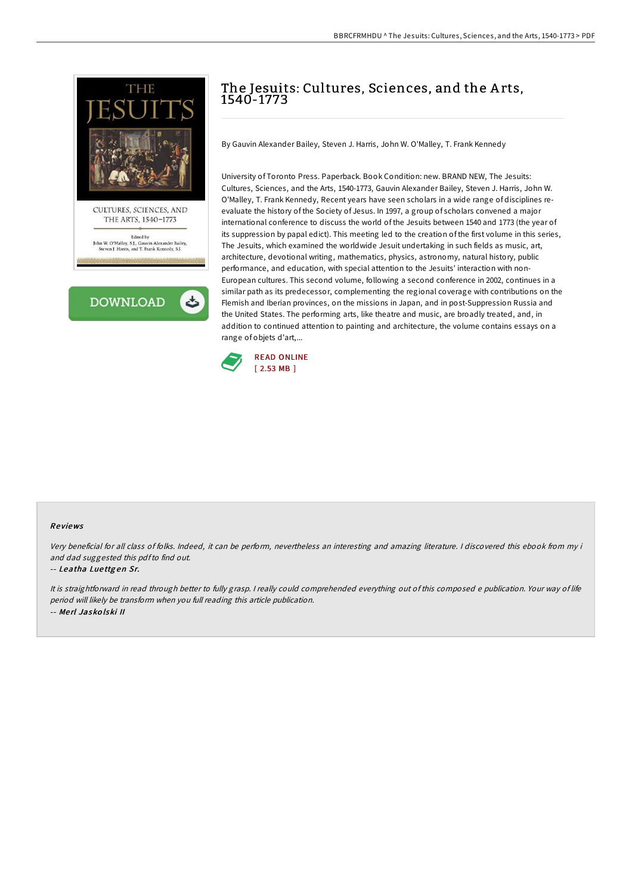# The Jesuits: Cultures, Sciences, and the Arts, 1540-1773

By Gauvin Alexander Bailey, Steven J. Harris, John W. O'Malley, T. Frank Kennedy

University of Toronto Press. Paperback. Book Condition: new. BRAND NEW, The Jesuits: Cultures, Sciences, and the Arts, 1540-1773, Gauvin Alexander Bailey, Steven J. Harris, John W. O'Malley, T. Frank Kennedy, Recent years have seen scholars in a wide range of disciplines re-evaluate the history of the Society of Jesus. In 1997, a group of scholars convened a major international conference to discuss the world of the Jesuits between 1540 and 1773 (the year of its suppression by papal edict). This meeting led to the creation of the first volume in this series, The Jesuits, which examined the worldwide Jesuit undertaking in such fields as music, art, architecture, devotional writing, mathematics, physics, astronomy, natural history, public performance, and education, with special attention to the Jesuits' interaction with non-European cultures. This second volume, following a second conference in 2002, continues in a similar path as its predecessor, complementing the regional coverage with contributions on the Flemish and Iberian provinces, on the missions in Japan, and in post-Suppression Russia and the United States. The performing arts, like theatre and music, are broadly treated, and, in addition to continued attention to painting and architecture, the volume contains essays on a range of objets d'art,...

READ ONLINE
[ 2.53 MB ]

### Reviews

*Very beneficial for all class of folks. Indeed, it can be perform, nevertheless an interesting and amazing literature. I discovered this ebook from my i and dad suggested this pdf to find out.*

-- *Leatha Luettgen Sr.*

*It is straightforward in read through better to fully grasp. I really could comprehended everything out of this composed e publication. Your way of life period will likely be transform when you full reading this article publication.*

-- *Merl Jaskolski II*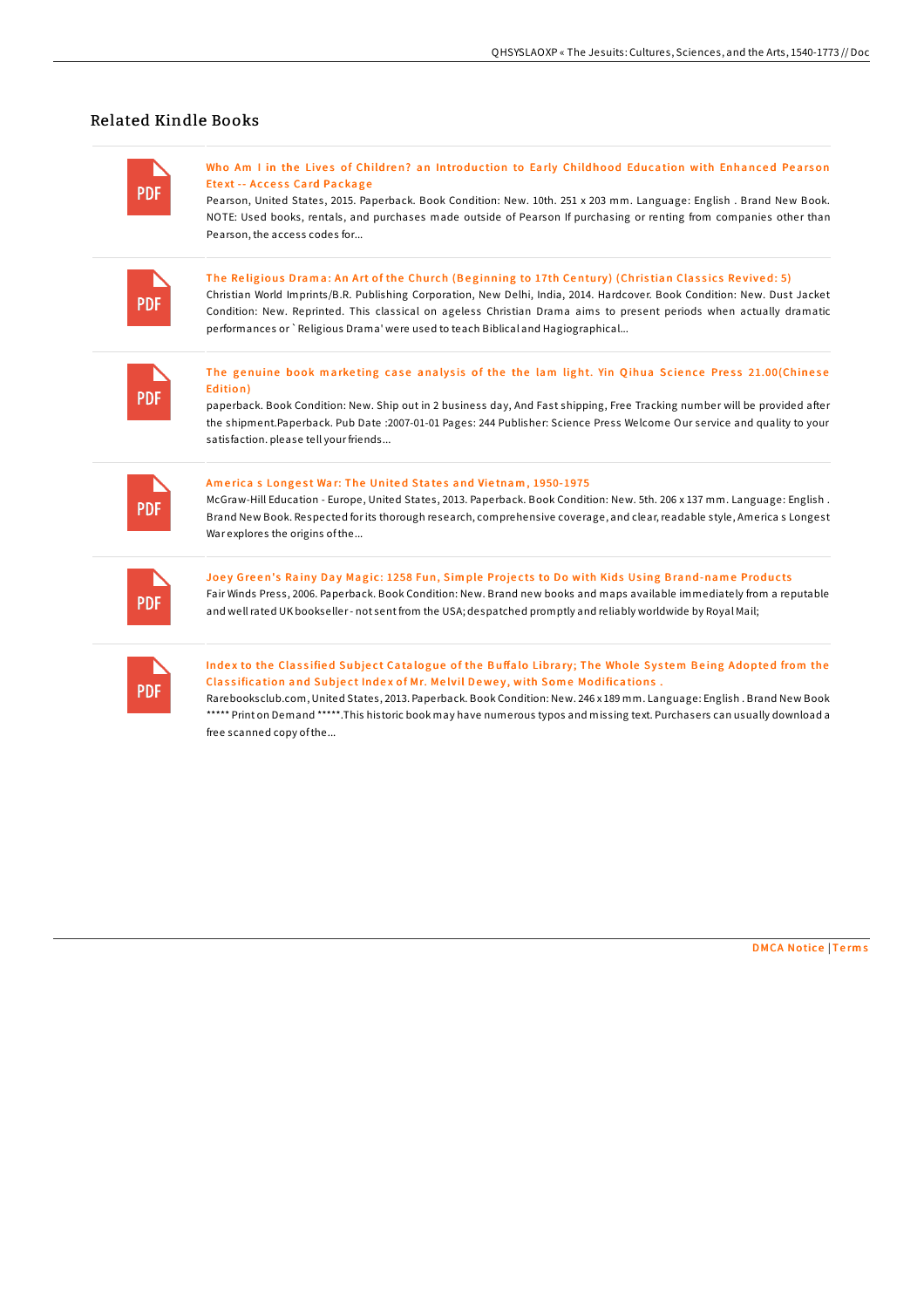## Related Kindle Books

**Who Am I in the Lives of Children? an Introduction to Early Childhood Education with Enhanced Pearson Etext -- Access Card Package**

Pearson, United States, 2015. Paperback. Book Condition: New. 10th. 251 x 203 mm. Language: English . Brand New Book. NOTE: Used books, rentals, and purchases made outside of Pearson If purchasing or renting from companies other than Pearson, the access codes for...

**The Religious Drama: An Art of the Church (Beginning to 17th Century) (Christian Classics Revived: 5)**

Christian World Imprints/B.R. Publishing Corporation, New Delhi, India, 2014. Hardcover. Book Condition: New. Dust Jacket Condition: New. Reprinted. This classical on ageless Christian Drama aims to present periods when actually dramatic performances or `Religious Drama' were used to teach Biblical and Hagiographical...

**The genuine book marketing case analysis of the the lam light. Yin Qihua Science Press 21.00(Chinese Edition)**

paperback. Book Condition: New. Ship out in 2 business day, And Fast shipping, Free Tracking number will be provided after the shipment.Paperback. Pub Date :2007-01-01 Pages: 244 Publisher: Science Press Welcome Our service and quality to your satisfaction. please tell your friends...

**America s Longest War: The United States and Vietnam, 1950-1975**

McGraw-Hill Education - Europe, United States, 2013. Paperback. Book Condition: New. 5th. 206 x 137 mm. Language: English . Brand New Book. Respected for its thorough research, comprehensive coverage, and clear, readable style, America s Longest War explores the origins of the...

**Joey Green's Rainy Day Magic: 1258 Fun, Simple Projects to Do with Kids Using Brand-name Products**

Fair Winds Press, 2006. Paperback. Book Condition: New. Brand new books and maps available immediately from a reputable and well rated UK bookseller - not sent from the USA; despatched promptly and reliably worldwide by Royal Mail;

**Index to the Classified Subject Catalogue of the Buffalo Library; The Whole System Being Adopted from the Classification and Subject Index of Mr. Melvil Dewey, with Some Modifications .**

Rarebooksclub.com, United States, 2013. Paperback. Book Condition: New. 246 x 189 mm. Language: English . Brand New Book ***** Print on Demand *****.This historic book may have numerous typos and missing text. Purchasers can usually download a free scanned copy of the...